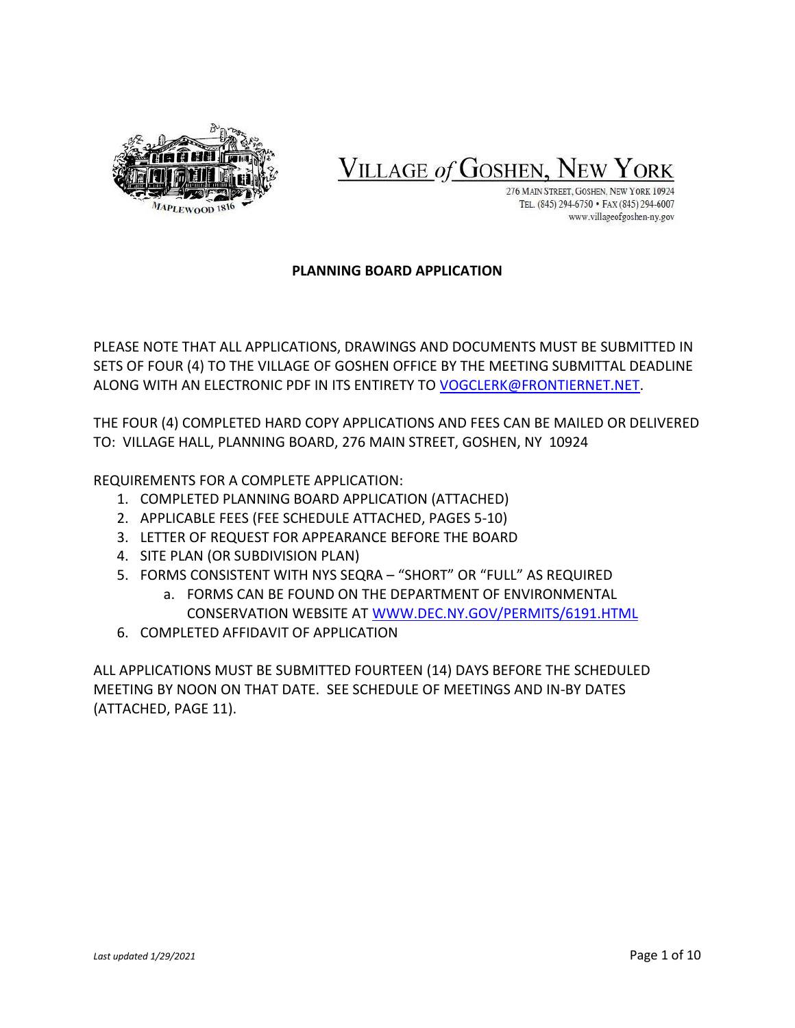# VILLAGE of GOSHEN, NEW YORK

276 MAIN STREET, GOSHEN, NEW YORK 10924
TEL. (845) 294-6750 • FAX (845) 294-6007
www.villageofgoshen-ny.gov

## PLANNING BOARD APPLICATION

PLEASE NOTE THAT ALL APPLICATIONS, DRAWINGS AND DOCUMENTS MUST BE SUBMITTED IN SETS OF FOUR (4) TO THE VILLAGE OF GOSHEN OFFICE BY THE MEETING SUBMITTAL DEADLINE ALONG WITH AN ELECTRONIC PDF IN ITS ENTIRETY TO VOGCLERK@FRONTIERNET.NET.

THE FOUR (4) COMPLETED HARD COPY APPLICATIONS AND FEES CAN BE MAILED OR DELIVERED TO: VILLAGE HALL, PLANNING BOARD, 276 MAIN STREET, GOSHEN, NY 10924

REQUIREMENTS FOR A COMPLETE APPLICATION:

1. COMPLETED PLANNING BOARD APPLICATION (ATTACHED)
2. APPLICABLE FEES (FEE SCHEDULE ATTACHED, PAGES 5-10)
3. LETTER OF REQUEST FOR APPEARANCE BEFORE THE BOARD
4. SITE PLAN (OR SUBDIVISION PLAN)
5. FORMS CONSISTENT WITH NYS SEQRA – "SHORT" OR "FULL" AS REQUIRED
   a. FORMS CAN BE FOUND ON THE DEPARTMENT OF ENVIRONMENTAL CONSERVATION WEBSITE AT WWW.DEC.NY.GOV/PERMITS/6191.HTML
6. COMPLETED AFFIDAVIT OF APPLICATION

ALL APPLICATIONS MUST BE SUBMITTED FOURTEEN (14) DAYS BEFORE THE SCHEDULED MEETING BY NOON ON THAT DATE. SEE SCHEDULE OF MEETINGS AND IN-BY DATES (ATTACHED, PAGE 11).

*Last updated 1/29/2021*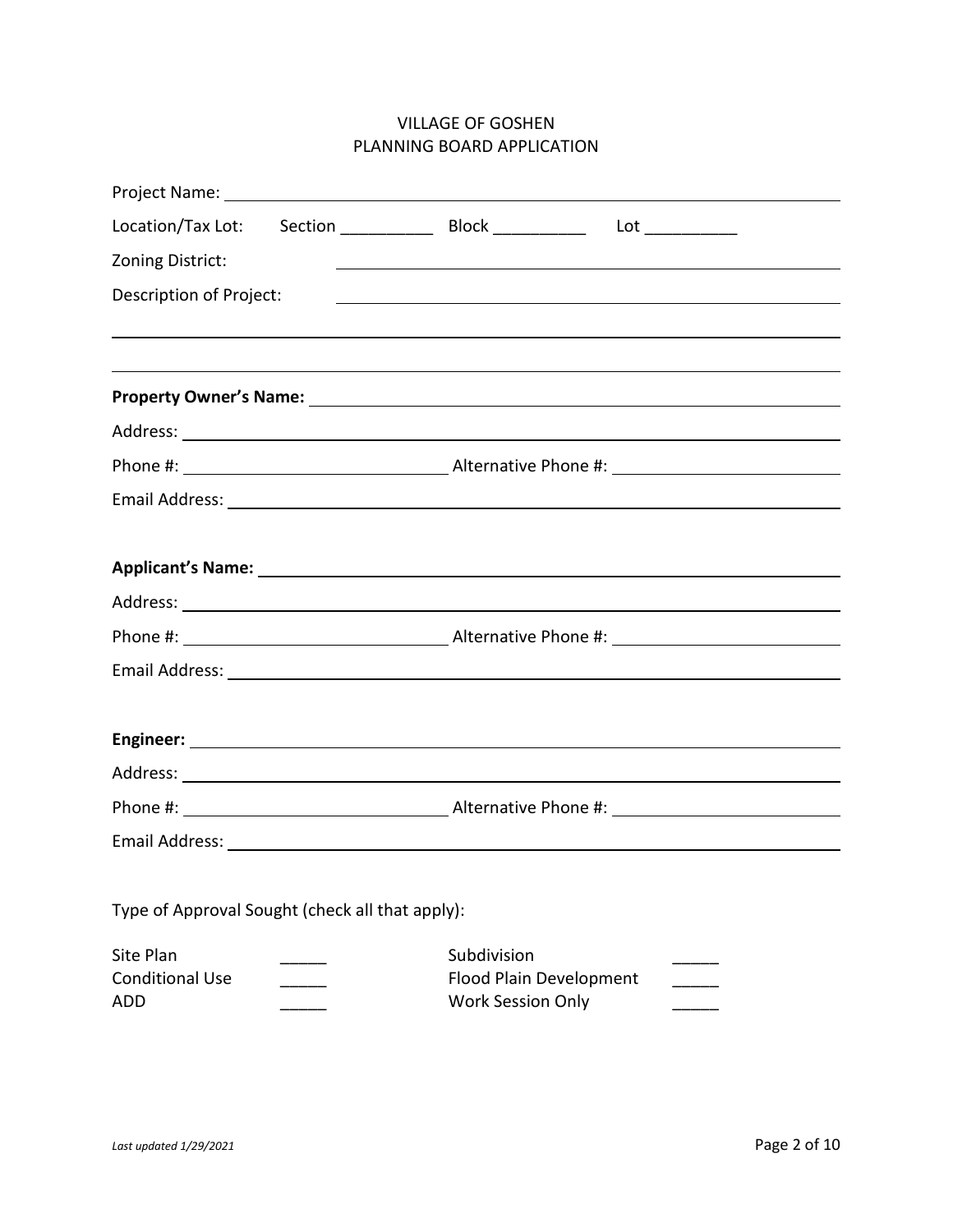# VILLAGE OF GOSHEN
## PLANNING BOARD APPLICATION

Project Name: ______________________________________________________________

Location/Tax Lot: Section __________ Block __________ Lot __________

Zoning District: ____________________________________________________

Description of Project: ____________________________________________________

______________________________________________________________________________

______________________________________________________________________________

**Property Owner's Name:** ____________________________________________________

Address: ______________________________________________________________

Phone #: ______________________ Alternative Phone #: ______________________

Email Address: ______________________________________________________________

**Applicant's Name:** ______________________________________________________

Address: ______________________________________________________________

Phone #: ______________________ Alternative Phone #: ______________________

Email Address: ______________________________________________________________

**Engineer:** ______________________________________________________________

Address: ______________________________________________________________

Phone #: ______________________ Alternative Phone #: ______________________

Email Address: ______________________________________________________________

Type of Approval Sought (check all that apply):

| | | | |
|---|---|---|---|
| Site Plan | _____ | Subdivision | _____ |
| Conditional Use | _____ | Flood Plain Development | _____ |
| ADD | _____ | Work Session Only | _____ |

*Last updated 1/29/2021*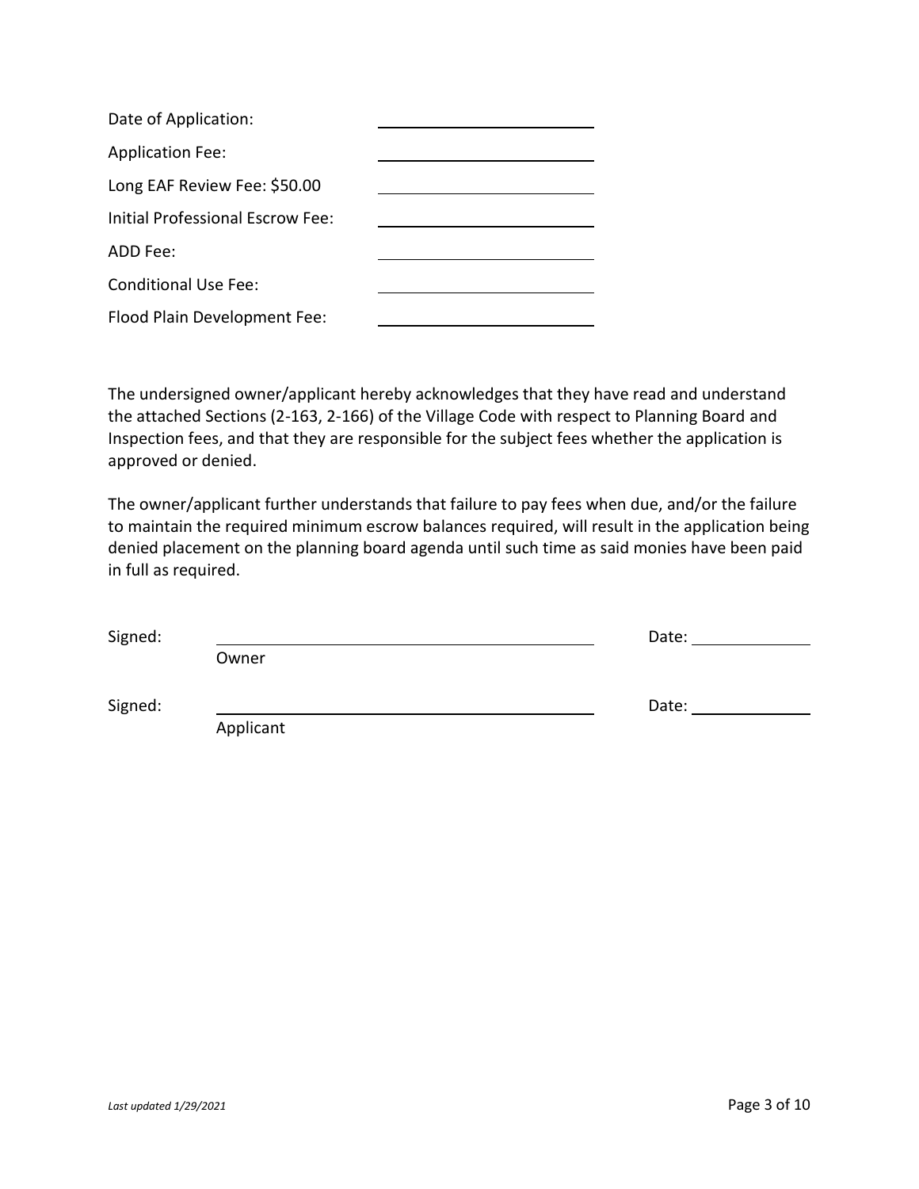Date of Application: \_\_\_\_\_\_\_\_\_\_\_\_\_\_\_\_\_\_\_\_

Application Fee: \_\_\_\_\_\_\_\_\_\_\_\_\_\_\_\_\_\_\_\_

Long EAF Review Fee: $50.00 \_\_\_\_\_\_\_\_\_\_\_\_\_\_\_\_\_\_\_\_

Initial Professional Escrow Fee: \_\_\_\_\_\_\_\_\_\_\_\_\_\_\_\_\_\_\_\_

ADD Fee: \_\_\_\_\_\_\_\_\_\_\_\_\_\_\_\_\_\_\_\_

Conditional Use Fee: \_\_\_\_\_\_\_\_\_\_\_\_\_\_\_\_\_\_\_\_

Flood Plain Development Fee: \_\_\_\_\_\_\_\_\_\_\_\_\_\_\_\_\_\_\_\_

The undersigned owner/applicant hereby acknowledges that they have read and understand the attached Sections (2-163, 2-166) of the Village Code with respect to Planning Board and Inspection fees, and that they are responsible for the subject fees whether the application is approved or denied.

The owner/applicant further understands that failure to pay fees when due, and/or the failure to maintain the required minimum escrow balances required, will result in the application being denied placement on the planning board agenda until such time as said monies have been paid in full as required.

Signed: \_\_\_\_\_\_\_\_\_\_\_\_\_\_\_\_\_\_\_\_\_\_\_\_\_\_\_\_\_\_\_\_\_\_\_\_ Date: \_\_\_\_\_\_\_\_\_\_\_\_
Owner

Signed: \_\_\_\_\_\_\_\_\_\_\_\_\_\_\_\_\_\_\_\_\_\_\_\_\_\_\_\_\_\_\_\_\_\_\_\_ Date: \_\_\_\_\_\_\_\_\_\_\_\_
Applicant

*Last updated 1/29/2021*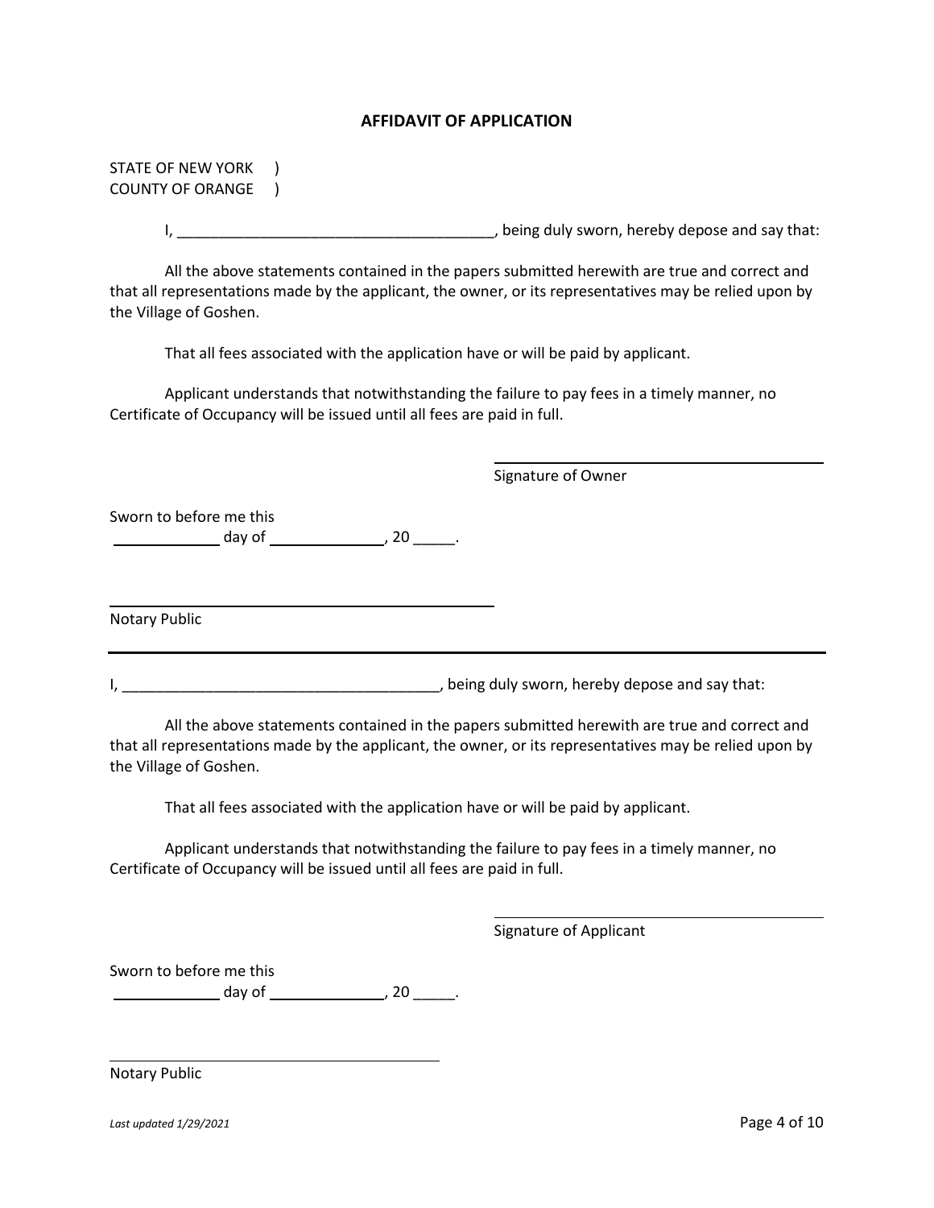## AFFIDAVIT OF APPLICATION

STATE OF NEW YORK )
COUNTY OF ORANGE )

I, ______________________________________, being duly sworn, hereby depose and say that:

All the above statements contained in the papers submitted herewith are true and correct and that all representations made by the applicant, the owner, or its representatives may be relied upon by the Village of Goshen.

That all fees associated with the application have or will be paid by applicant.

Applicant understands that notwithstanding the failure to pay fees in a timely manner, no Certificate of Occupancy will be issued until all fees are paid in full.

______________________________________
Signature of Owner

Sworn to before me this
____________ day of _____________, 20 _____.

______________________________________
Notary Public

---

I, ______________________________________, being duly sworn, hereby depose and say that:

All the above statements contained in the papers submitted herewith are true and correct and that all representations made by the applicant, the owner, or its representatives may be relied upon by the Village of Goshen.

That all fees associated with the application have or will be paid by applicant.

Applicant understands that notwithstanding the failure to pay fees in a timely manner, no Certificate of Occupancy will be issued until all fees are paid in full.

______________________________________
Signature of Applicant

Sworn to before me this
____________ day of _____________, 20 _____.

______________________________________
Notary Public

*Last updated 1/29/2021*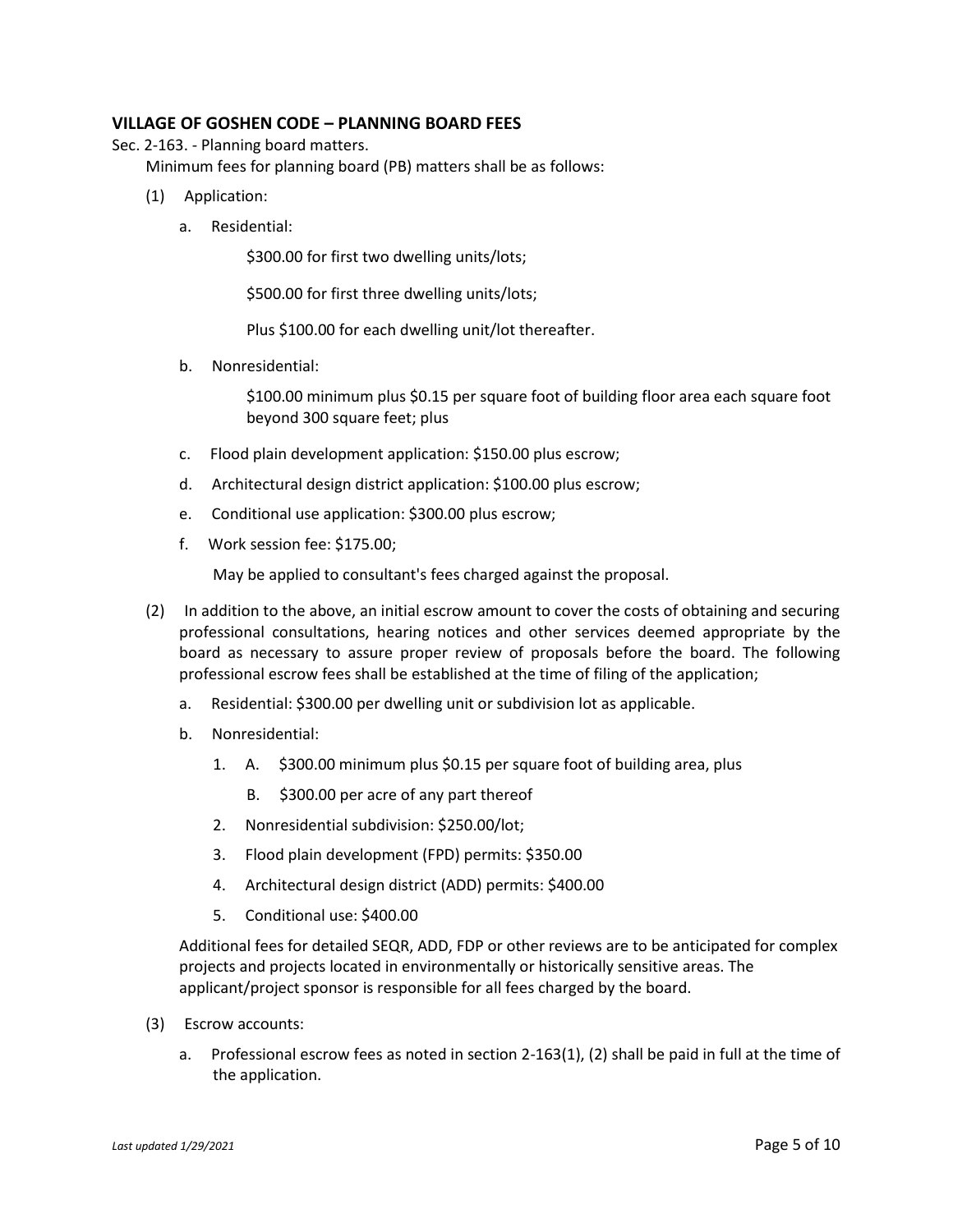## VILLAGE OF GOSHEN CODE – PLANNING BOARD FEES

Sec. 2-163. - Planning board matters.

Minimum fees for planning board (PB) matters shall be as follows:

(1) Application:

a. Residential:

$300.00 for first two dwelling units/lots;

$500.00 for first three dwelling units/lots;

Plus $100.00 for each dwelling unit/lot thereafter.

b. Nonresidential:

$100.00 minimum plus $0.15 per square foot of building floor area each square foot beyond 300 square feet; plus

c. Flood plain development application: $150.00 plus escrow;

d. Architectural design district application: $100.00 plus escrow;

e. Conditional use application: $300.00 plus escrow;

f. Work session fee: $175.00;

May be applied to consultant's fees charged against the proposal.

(2) In addition to the above, an initial escrow amount to cover the costs of obtaining and securing professional consultations, hearing notices and other services deemed appropriate by the board as necessary to assure proper review of proposals before the board. The following professional escrow fees shall be established at the time of filing of the application;

a. Residential: $300.00 per dwelling unit or subdivision lot as applicable.

b. Nonresidential:

1. A. $300.00 minimum plus $0.15 per square foot of building area, plus

   B. $300.00 per acre of any part thereof

2. Nonresidential subdivision: $250.00/lot;

3. Flood plain development (FPD) permits: $350.00

4. Architectural design district (ADD) permits: $400.00

5. Conditional use: $400.00

Additional fees for detailed SEQR, ADD, FDP or other reviews are to be anticipated for complex projects and projects located in environmentally or historically sensitive areas. The applicant/project sponsor is responsible for all fees charged by the board.

(3) Escrow accounts:

a. Professional escrow fees as noted in section 2-163(1), (2) shall be paid in full at the time of the application.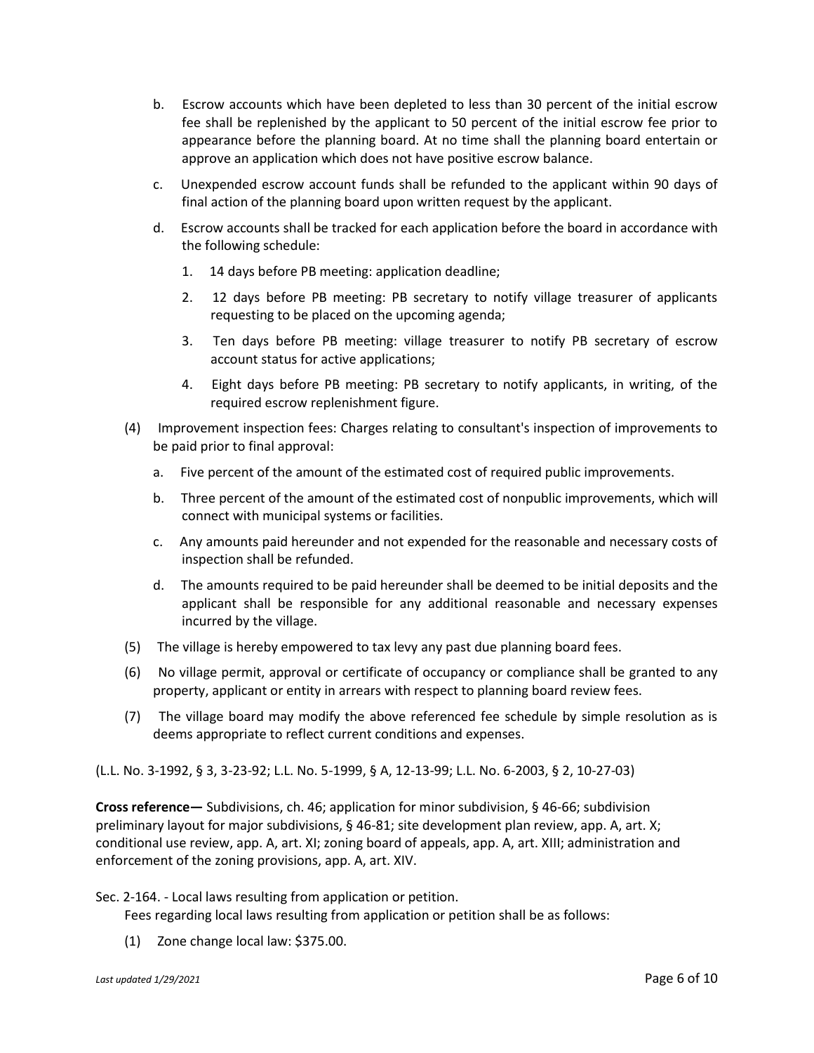b. Escrow accounts which have been depleted to less than 30 percent of the initial escrow fee shall be replenished by the applicant to 50 percent of the initial escrow fee prior to appearance before the planning board. At no time shall the planning board entertain or approve an application which does not have positive escrow balance.

c. Unexpended escrow account funds shall be refunded to the applicant within 90 days of final action of the planning board upon written request by the applicant.

d. Escrow accounts shall be tracked for each application before the board in accordance with the following schedule:

1. 14 days before PB meeting: application deadline;

2. 12 days before PB meeting: PB secretary to notify village treasurer of applicants requesting to be placed on the upcoming agenda;

3. Ten days before PB meeting: village treasurer to notify PB secretary of escrow account status for active applications;

4. Eight days before PB meeting: PB secretary to notify applicants, in writing, of the required escrow replenishment figure.

(4) Improvement inspection fees: Charges relating to consultant's inspection of improvements to be paid prior to final approval:

a. Five percent of the amount of the estimated cost of required public improvements.

b. Three percent of the amount of the estimated cost of nonpublic improvements, which will connect with municipal systems or facilities.

c. Any amounts paid hereunder and not expended for the reasonable and necessary costs of inspection shall be refunded.

d. The amounts required to be paid hereunder shall be deemed to be initial deposits and the applicant shall be responsible for any additional reasonable and necessary expenses incurred by the village.

(5) The village is hereby empowered to tax levy any past due planning board fees.

(6) No village permit, approval or certificate of occupancy or compliance shall be granted to any property, applicant or entity in arrears with respect to planning board review fees.

(7) The village board may modify the above referenced fee schedule by simple resolution as is deems appropriate to reflect current conditions and expenses.

(L.L. No. 3-1992, § 3, 3-23-92; L.L. No. 5-1999, § A, 12-13-99; L.L. No. 6-2003, § 2, 10-27-03)

**Cross reference—** Subdivisions, ch. 46; application for minor subdivision, § 46-66; subdivision preliminary layout for major subdivisions, § 46-81; site development plan review, app. A, art. X; conditional use review, app. A, art. XI; zoning board of appeals, app. A, art. XIII; administration and enforcement of the zoning provisions, app. A, art. XIV.

Sec. 2-164. - Local laws resulting from application or petition.

Fees regarding local laws resulting from application or petition shall be as follows:

(1) Zone change local law: $375.00.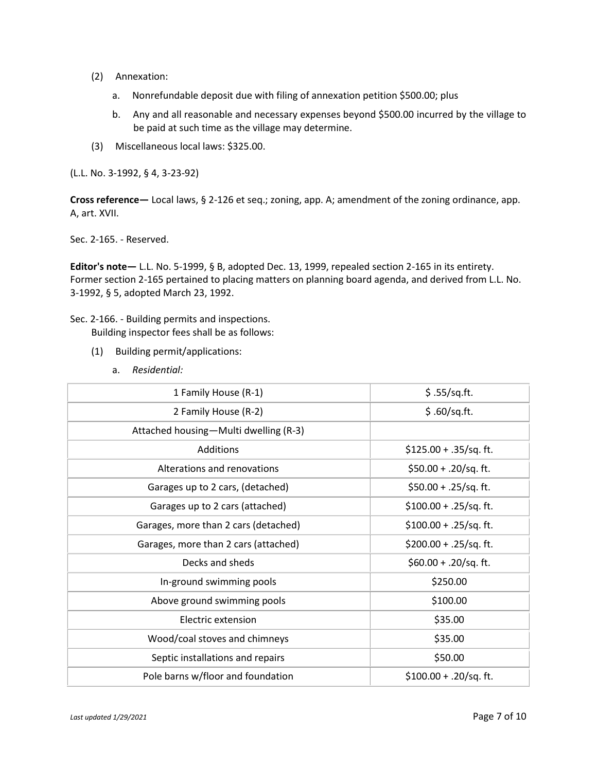(2) Annexation:

   a. Nonrefundable deposit due with filing of annexation petition $500.00; plus

   b. Any and all reasonable and necessary expenses beyond $500.00 incurred by the village to be paid at such time as the village may determine.

(3) Miscellaneous local laws: $325.00.

(L.L. No. 3-1992, § 4, 3-23-92)

**Cross reference—** Local laws, § 2-126 et seq.; zoning, app. A; amendment of the zoning ordinance, app. A, art. XVII.

Sec. 2-165. - Reserved.

**Editor's note—** L.L. No. 5-1999, § B, adopted Dec. 13, 1999, repealed section 2-165 in its entirety. Former section 2-165 pertained to placing matters on planning board agenda, and derived from L.L. No. 3-1992, § 5, adopted March 23, 1992.

Sec. 2-166. - Building permits and inspections.

Building inspector fees shall be as follows:

(1) Building permit/applications:

   a. *Residential:*

| | |
|---|---|
| 1 Family House (R-1) | $ .55/sq.ft. |
| 2 Family House (R-2) | $ .60/sq.ft. |
| Attached housing—Multi dwelling (R-3) | |
| Additions | $125.00 + .35/sq. ft. |
| Alterations and renovations | $50.00 + .20/sq. ft. |
| Garages up to 2 cars, (detached) | $50.00 + .25/sq. ft. |
| Garages up to 2 cars (attached) | $100.00 + .25/sq. ft. |
| Garages, more than 2 cars (detached) | $100.00 + .25/sq. ft. |
| Garages, more than 2 cars (attached) | $200.00 + .25/sq. ft. |
| Decks and sheds | $60.00 + .20/sq. ft. |
| In-ground swimming pools | $250.00 |
| Above ground swimming pools | $100.00 |
| Electric extension | $35.00 |
| Wood/coal stoves and chimneys | $35.00 |
| Septic installations and repairs | $50.00 |
| Pole barns w/floor and foundation | $100.00 + .20/sq. ft. |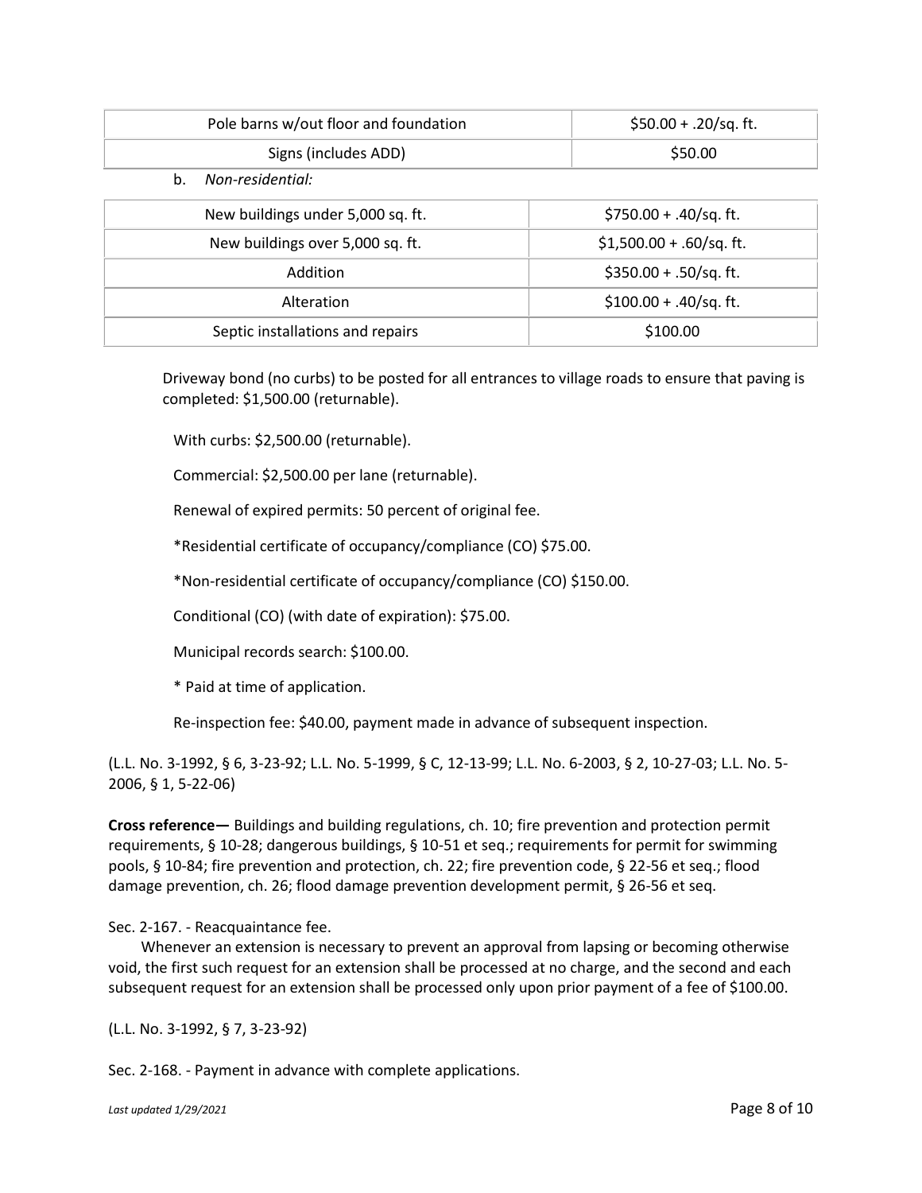| Pole barns w/out floor and foundation | $50.00 + .20/sq. ft. |
|---|---|
| Signs (includes ADD) | $50.00 |

b. *Non-residential:*

| New buildings under 5,000 sq. ft. | $750.00 + .40/sq. ft. |
|---|---|
| New buildings over 5,000 sq. ft. | $1,500.00 + .60/sq. ft. |
| Addition | $350.00 + .50/sq. ft. |
| Alteration | $100.00 + .40/sq. ft. |
| Septic installations and repairs | $100.00 |

Driveway bond (no curbs) to be posted for all entrances to village roads to ensure that paving is completed: $1,500.00 (returnable).

With curbs: $2,500.00 (returnable).

Commercial: $2,500.00 per lane (returnable).

Renewal of expired permits: 50 percent of original fee.

*Residential certificate of occupancy/compliance (CO) $75.00.

*Non-residential certificate of occupancy/compliance (CO) $150.00.

Conditional (CO) (with date of expiration): $75.00.

Municipal records search: $100.00.

* Paid at time of application.

Re-inspection fee: $40.00, payment made in advance of subsequent inspection.

(L.L. No. 3-1992, § 6, 3-23-92; L.L. No. 5-1999, § C, 12-13-99; L.L. No. 6-2003, § 2, 10-27-03; L.L. No. 5-2006, § 1, 5-22-06)

**Cross reference—** Buildings and building regulations, ch. 10; fire prevention and protection permit requirements, § 10-28; dangerous buildings, § 10-51 et seq.; requirements for permit for swimming pools, § 10-84; fire prevention and protection, ch. 22; fire prevention code, § 22-56 et seq.; flood damage prevention, ch. 26; flood damage prevention development permit, § 26-56 et seq.

Sec. 2-167. - Reacquaintance fee.

Whenever an extension is necessary to prevent an approval from lapsing or becoming otherwise void, the first such request for an extension shall be processed at no charge, and the second and each subsequent request for an extension shall be processed only upon prior payment of a fee of $100.00.

(L.L. No. 3-1992, § 7, 3-23-92)

Sec. 2-168. - Payment in advance with complete applications.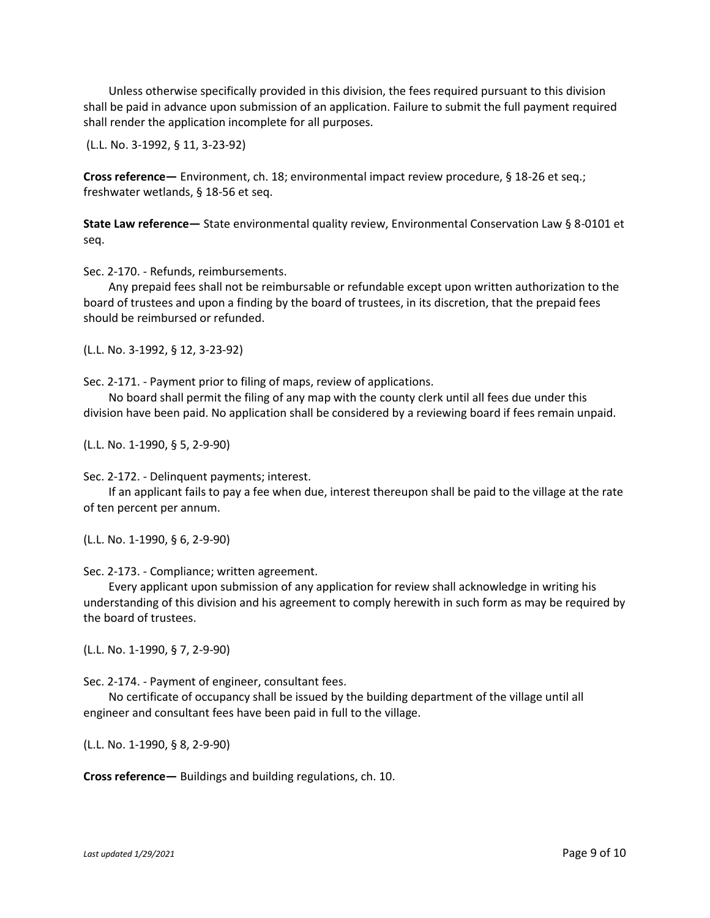Unless otherwise specifically provided in this division, the fees required pursuant to this division shall be paid in advance upon submission of an application. Failure to submit the full payment required shall render the application incomplete for all purposes.

(L.L. No. 3-1992, § 11, 3-23-92)

**Cross reference—** Environment, ch. 18; environmental impact review procedure, § 18-26 et seq.; freshwater wetlands, § 18-56 et seq.

**State Law reference—** State environmental quality review, Environmental Conservation Law § 8-0101 et seq.

Sec. 2-170. - Refunds, reimbursements.

Any prepaid fees shall not be reimbursable or refundable except upon written authorization to the board of trustees and upon a finding by the board of trustees, in its discretion, that the prepaid fees should be reimbursed or refunded.

(L.L. No. 3-1992, § 12, 3-23-92)

Sec. 2-171. - Payment prior to filing of maps, review of applications.

No board shall permit the filing of any map with the county clerk until all fees due under this division have been paid. No application shall be considered by a reviewing board if fees remain unpaid.

(L.L. No. 1-1990, § 5, 2-9-90)

Sec. 2-172. - Delinquent payments; interest.

If an applicant fails to pay a fee when due, interest thereupon shall be paid to the village at the rate of ten percent per annum.

(L.L. No. 1-1990, § 6, 2-9-90)

Sec. 2-173. - Compliance; written agreement.

Every applicant upon submission of any application for review shall acknowledge in writing his understanding of this division and his agreement to comply herewith in such form as may be required by the board of trustees.

(L.L. No. 1-1990, § 7, 2-9-90)

Sec. 2-174. - Payment of engineer, consultant fees.

No certificate of occupancy shall be issued by the building department of the village until all engineer and consultant fees have been paid in full to the village.

(L.L. No. 1-1990, § 8, 2-9-90)

**Cross reference—** Buildings and building regulations, ch. 10.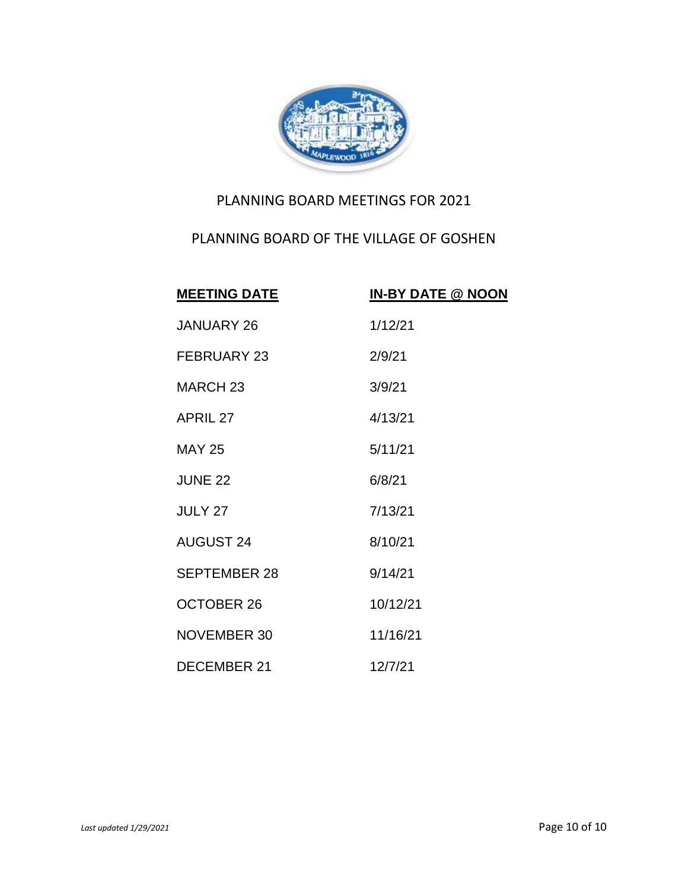PLANNING BOARD MEETINGS FOR 2021

PLANNING BOARD OF THE VILLAGE OF GOSHEN

| MEETING DATE | IN-BY DATE @ NOON |
|---|---|
| JANUARY 26 | 1/12/21 |
| FEBRUARY 23 | 2/9/21 |
| MARCH 23 | 3/9/21 |
| APRIL 27 | 4/13/21 |
| MAY 25 | 5/11/21 |
| JUNE 22 | 6/8/21 |
| JULY 27 | 7/13/21 |
| AUGUST 24 | 8/10/21 |
| SEPTEMBER 28 | 9/14/21 |
| OCTOBER 26 | 10/12/21 |
| NOVEMBER 30 | 11/16/21 |
| DECEMBER 21 | 12/7/21 |

*Last updated 1/29/2021*